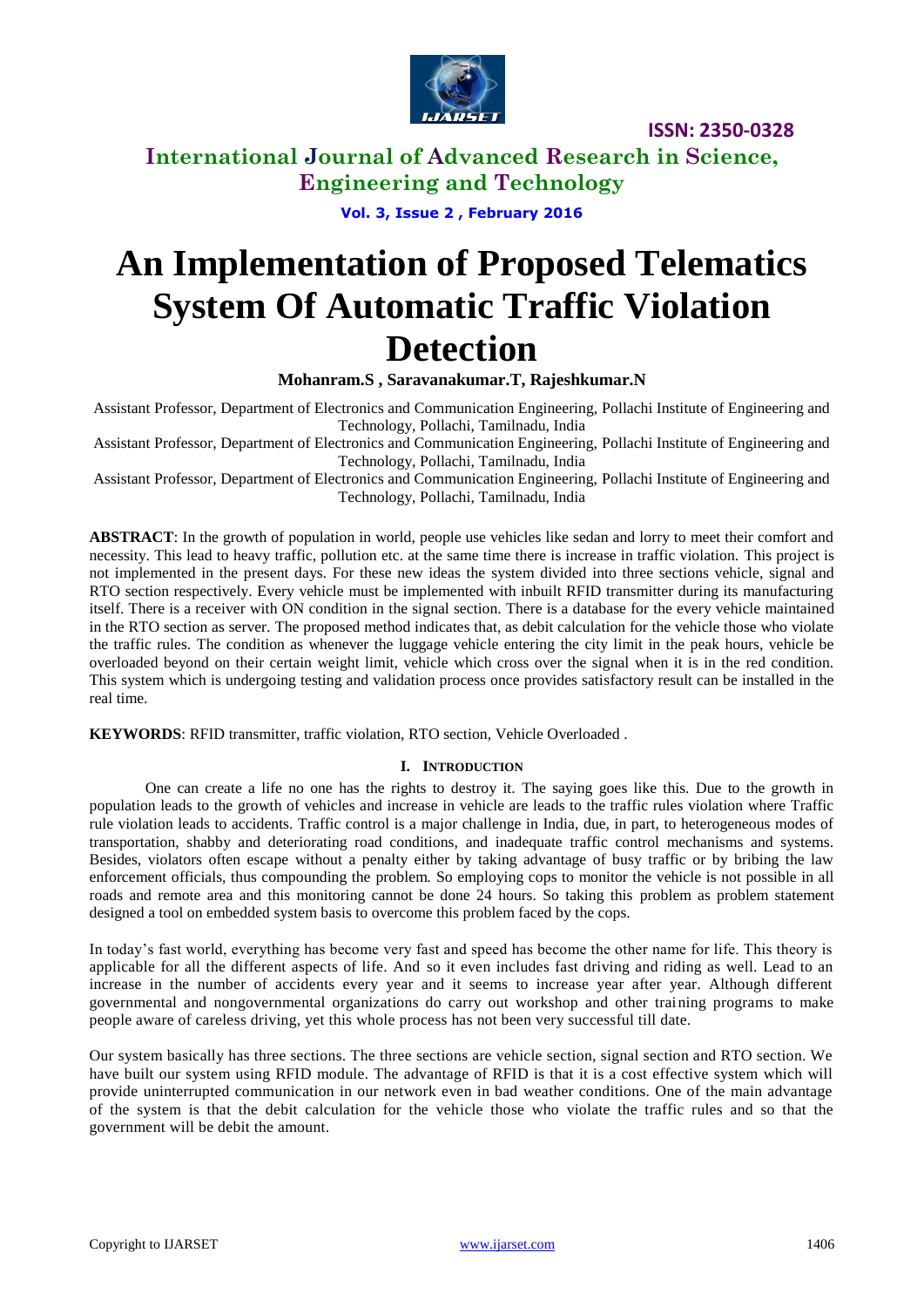ISSN: 2350-0328

**International Journal of Advanced Research in Science, Engineering and Technology**

# An Implementation of Proposed Telematics System Of Automatic Traffic Violation Detection

**Mohanram.S , Saravanakumar.T, Rajeshkumar.N**

Assistant Professor, Department of Electronics and Communication Engineering, Pollachi Institute of Engineering and Technology, Pollachi, Tamilnadu, India

Assistant Professor, Department of Electronics and Communication Engineering, Pollachi Institute of Engineering and Technology, Pollachi, Tamilnadu, India

Assistant Professor, Department of Electronics and Communication Engineering, Pollachi Institute of Engineering and Technology, Pollachi, Tamilnadu, India

**ABSTRACT**: In the growth of population in world, people use vehicles like sedan and lorry to meet their comfort and necessity. This lead to heavy traffic, pollution etc. at the same time there is increase in traffic violation. This project is not implemented in the present days. For these new ideas the system divided into three sections vehicle, signal and RTO section respectively. Every vehicle must be implemented with inbuilt RFID transmitter during its manufacturing itself. There is a receiver with ON condition in the signal section. There is a database for the every vehicle maintained in the RTO section as server. The proposed method indicates that, as debit calculation for the vehicle those who violate the traffic rules. The condition as whenever the luggage vehicle entering the city limit in the peak hours, vehicle be overloaded beyond on their certain weight limit, vehicle which cross over the signal when it is in the red condition. This system which is undergoing testing and validation process once provides satisfactory result can be installed in the real time.

**KEYWORDS**: RFID transmitter, traffic violation, RTO section, Vehicle Overloaded .

## I. INTRODUCTION

One can create a life no one has the rights to destroy it. The saying goes like this. Due to the growth in population leads to the growth of vehicles and increase in vehicle are leads to the traffic rules violation where Traffic rule violation leads to accidents. Traffic control is a major challenge in India, due, in part, to heterogeneous modes of transportation, shabby and deteriorating road conditions, and inadequate traffic control mechanisms and systems. Besides, violators often escape without a penalty either by taking advantage of busy traffic or by bribing the law enforcement officials, thus compounding the problem. So employing cops to monitor the vehicle is not possible in all roads and remote area and this monitoring cannot be done 24 hours. So taking this problem as problem statement designed a tool on embedded system basis to overcome this problem faced by the cops.

In today's fast world, everything has become very fast and speed has become the other name for life. This theory is applicable for all the different aspects of life. And so it even includes fast driving and riding as well. Lead to an increase in the number of accidents every year and it seems to increase year after year. Although different governmental and nongovernmental organizations do carry out workshop and other training programs to make people aware of careless driving, yet this whole process has not been very successful till date.

Our system basically has three sections. The three sections are vehicle section, signal section and RTO section. We have built our system using RFID module. The advantage of RFID is that it is a cost effective system which will provide uninterrupted communication in our network even in bad weather conditions. One of the main advantage of the system is that the debit calculation for the vehicle those who violate the traffic rules and so that the government will be debit the amount.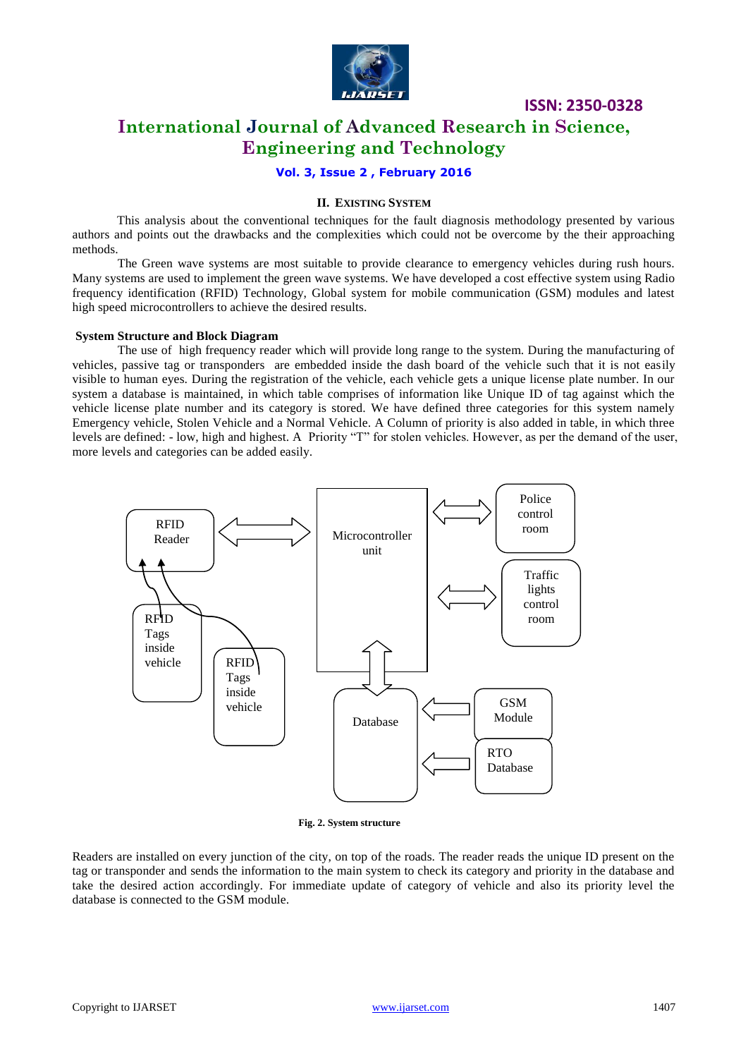## II. EXISTING SYSTEM

This analysis about the conventional techniques for the fault diagnosis methodology presented by various authors and points out the drawbacks and the complexities which could not be overcome by the their approaching methods.

The Green wave systems are most suitable to provide clearance to emergency vehicles during rush hours. Many systems are used to implement the green wave systems. We have developed a cost effective system using Radio frequency identification (RFID) Technology, Global system for mobile communication (GSM) modules and latest high speed microcontrollers to achieve the desired results.

### System Structure and Block Diagram

The use of high frequency reader which will provide long range to the system. During the manufacturing of vehicles, passive tag or transponders are embedded inside the dash board of the vehicle such that it is not easily visible to human eyes. During the registration of the vehicle, each vehicle gets a unique license plate number. In our system a database is maintained, in which table comprises of information like Unique ID of tag against which the vehicle license plate number and its category is stored. We have defined three categories for this system namely Emergency vehicle, Stolen Vehicle and a Normal Vehicle. A Column of priority is also added in table, in which three levels are defined: - low, high and highest. A Priority "T" for stolen vehicles. However, as per the demand of the user, more levels and categories can be added easily.

RFID Reader

RFID Tags inside vehicle

RFID Tags inside vehicle

Microcontroller unit

Police control room

Traffic lights control room

Database

GSM Module

RTO Database

**Fig. 2. System structure**

Readers are installed on every junction of the city, on top of the roads. The reader reads the unique ID present on the tag or transponder and sends the information to the main system to check its category and priority in the database and take the desired action accordingly. For immediate update of category of vehicle and also its priority level the database is connected to the GSM module.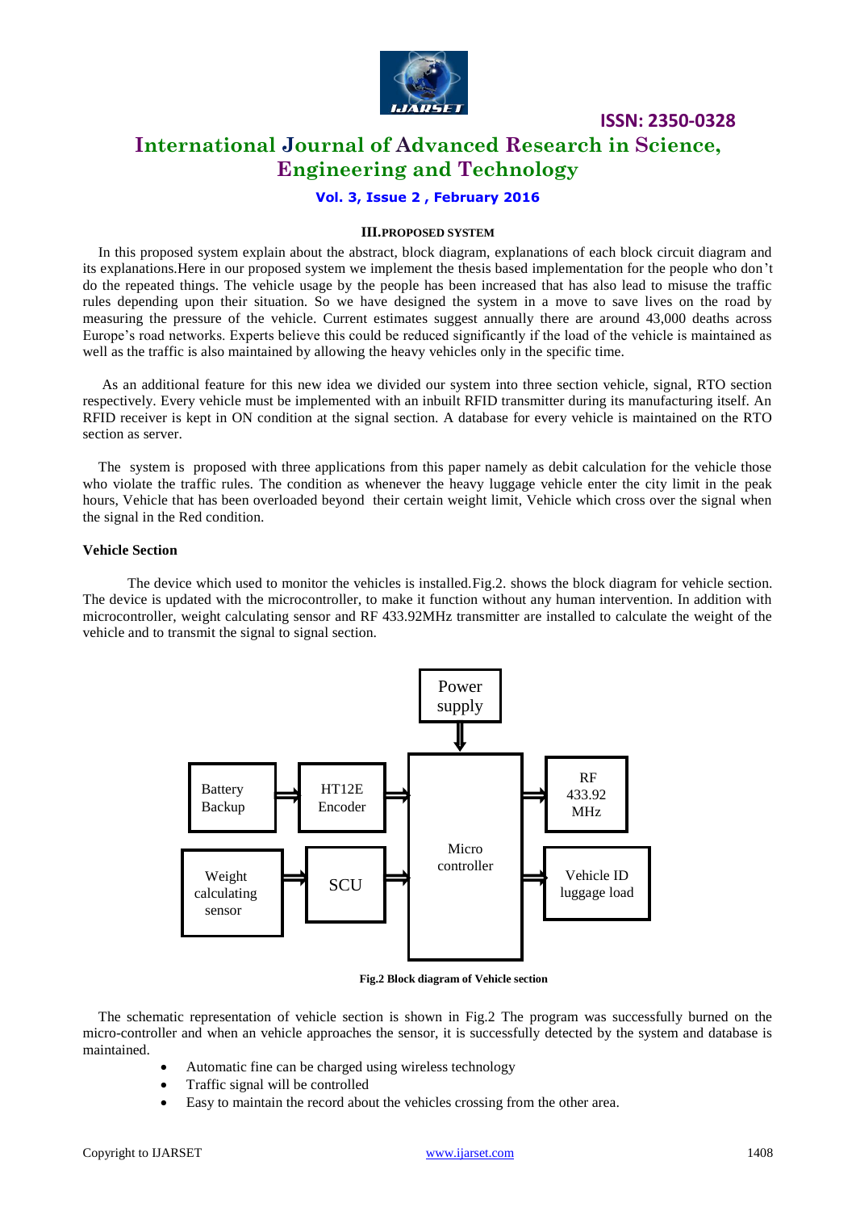## III.PROPOSED SYSTEM

In this proposed system explain about the abstract, block diagram, explanations of each block circuit diagram and its explanations.Here in our proposed system we implement the thesis based implementation for the people who don't do the repeated things. The vehicle usage by the people has been increased that has also lead to misuse the traffic rules depending upon their situation. So we have designed the system in a move to save lives on the road by measuring the pressure of the vehicle. Current estimates suggest annually there are around 43,000 deaths across Europe's road networks. Experts believe this could be reduced significantly if the load of the vehicle is maintained as well as the traffic is also maintained by allowing the heavy vehicles only in the specific time.

As an additional feature for this new idea we divided our system into three section vehicle, signal, RTO section respectively. Every vehicle must be implemented with an inbuilt RFID transmitter during its manufacturing itself. An RFID receiver is kept in ON condition at the signal section. A database for every vehicle is maintained on the RTO section as server.

The system is proposed with three applications from this paper namely as debit calculation for the vehicle those who violate the traffic rules. The condition as whenever the heavy luggage vehicle enter the city limit in the peak hours, Vehicle that has been overloaded beyond their certain weight limit, Vehicle which cross over the signal when the signal in the Red condition.

### Vehicle Section

The device which used to monitor the vehicles is installed.Fig.2. shows the block diagram for vehicle section. The device is updated with the microcontroller, to make it function without any human intervention. In addition with microcontroller, weight calculating sensor and RF 433.92MHz transmitter are installed to calculate the weight of the vehicle and to transmit the signal to signal section.

Power supply → Micro controller; Battery Backup → HT12E Encoder → Micro controller; Weight calculating sensor → SCU → Micro controller; Micro controller → RF 433.92 MHz; Micro controller → Vehicle ID luggage load

**Fig.2 Block diagram of Vehicle section**

The schematic representation of vehicle section is shown in Fig.2 The program was successfully burned on the micro-controller and when an vehicle approaches the sensor, it is successfully detected by the system and database is maintained.

- Automatic fine can be charged using wireless technology
- Traffic signal will be controlled
- Easy to maintain the record about the vehicles crossing from the other area.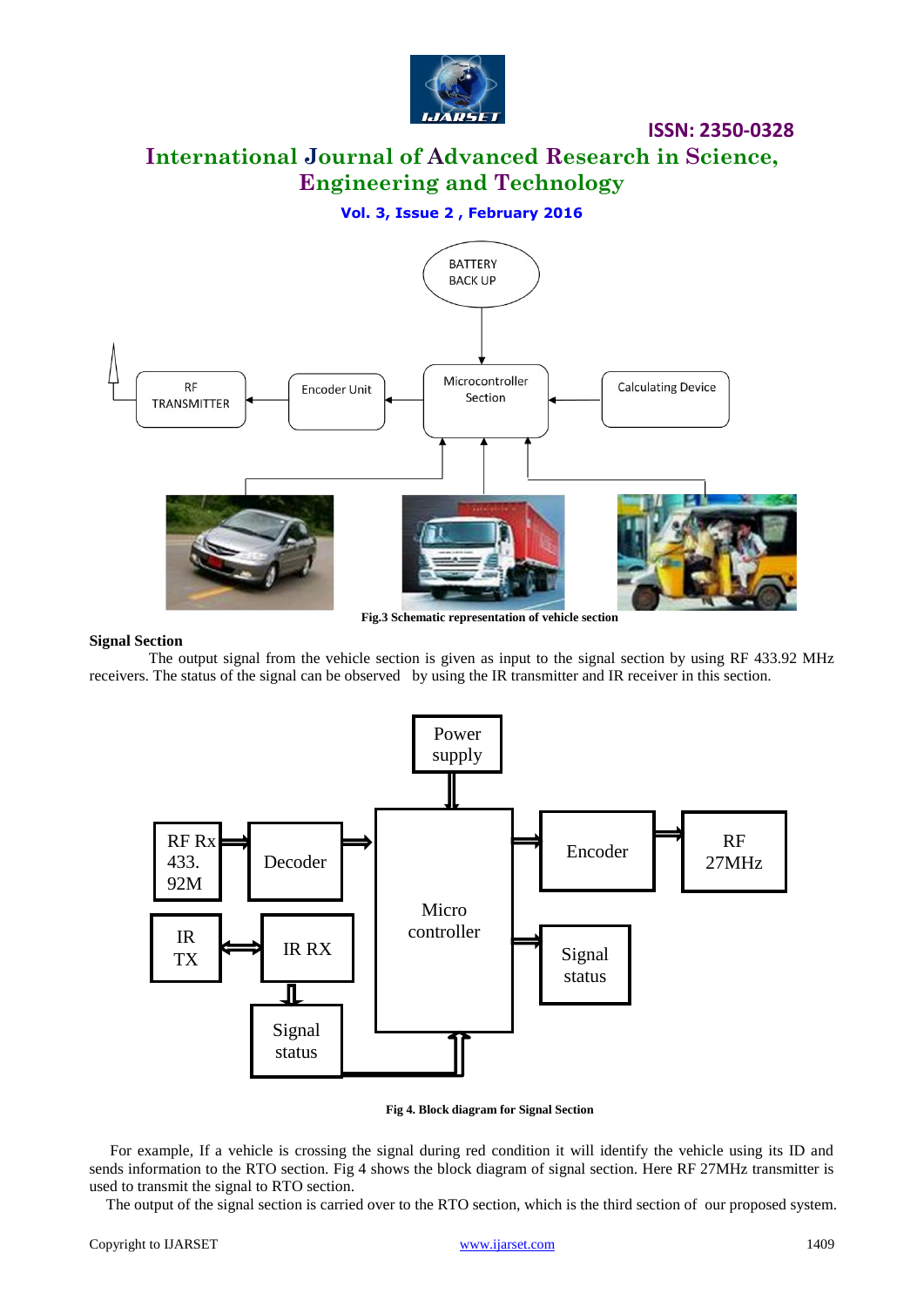Fig.3 Schematic representation of vehicle section

**Signal Section**

The output signal from the vehicle section is given as input to the signal section by using RF 433.92 MHz receivers. The status of the signal can be observed by using the IR transmitter and IR receiver in this section.

Fig 4. Block diagram for Signal Section

For example, If a vehicle is crossing the signal during red condition it will identify the vehicle using its ID and sends information to the RTO section. Fig 4 shows the block diagram of signal section. Here RF 27MHz transmitter is used to transmit the signal to RTO section.

The output of the signal section is carried over to the RTO section, which is the third section of our proposed system.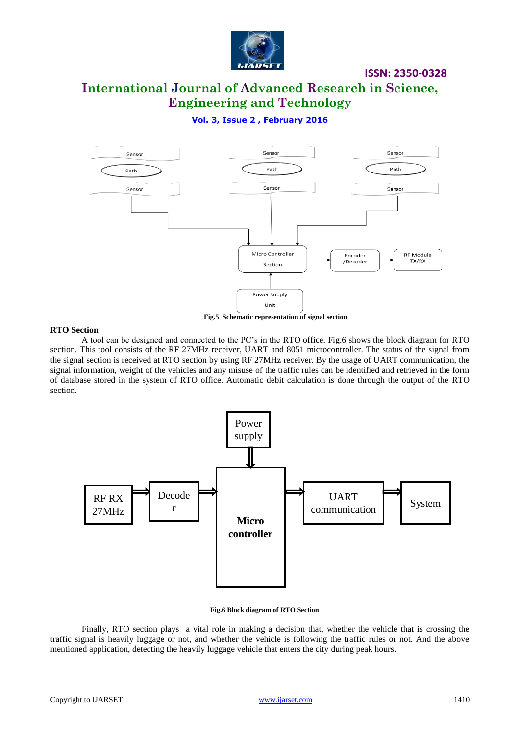Fig.5 Schematic representation of signal section

### RTO Section

A tool can be designed and connected to the PC's in the RTO office. Fig.6 shows the block diagram for RTO section. This tool consists of the RF 27MHz receiver, UART and 8051 microcontroller. The status of the signal from the signal section is received at RTO section by using RF 27MHz receiver. By the usage of UART communication, the signal information, weight of the vehicles and any misuse of the traffic rules can be identified and retrieved in the form of database stored in the system of RTO office. Automatic debit calculation is done through the output of the RTO section.

Fig.6 Block diagram of RTO Section

Finally, RTO section plays a vital role in making a decision that, whether the vehicle that is crossing the traffic signal is heavily luggage or not, and whether the vehicle is following the traffic rules or not. And the above mentioned application, detecting the heavily luggage vehicle that enters the city during peak hours.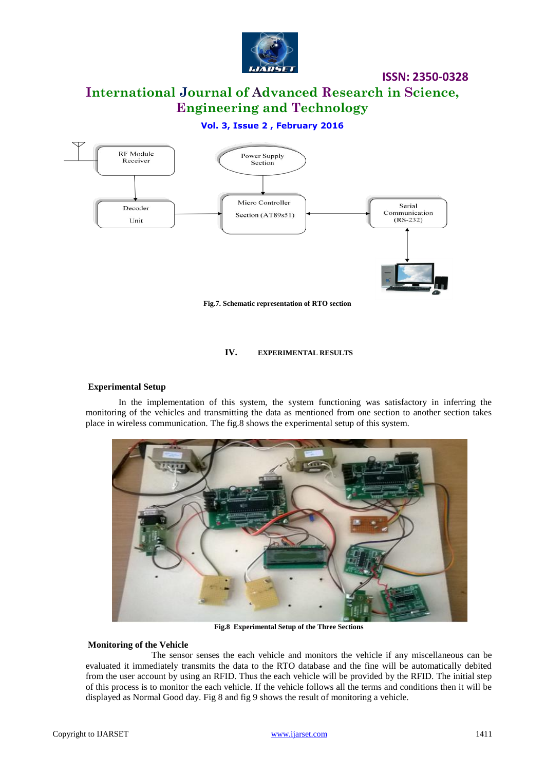Fig.7. Schematic representation of RTO section

## IV. EXPERIMENTAL RESULTS

### Experimental Setup

In the implementation of this system, the system functioning was satisfactory in inferring the monitoring of the vehicles and transmitting the data as mentioned from one section to another section takes place in wireless communication. The fig.8 shows the experimental setup of this system.

Fig.8 Experimental Setup of the Three Sections

### Monitoring of the Vehicle

The sensor senses the each vehicle and monitors the vehicle if any miscellaneous can be evaluated it immediately transmits the data to the RTO database and the fine will be automatically debited from the user account by using an RFID. Thus the each vehicle will be provided by the RFID. The initial step of this process is to monitor the each vehicle. If the vehicle follows all the terms and conditions then it will be displayed as Normal Good day. Fig 8 and fig 9 shows the result of monitoring a vehicle.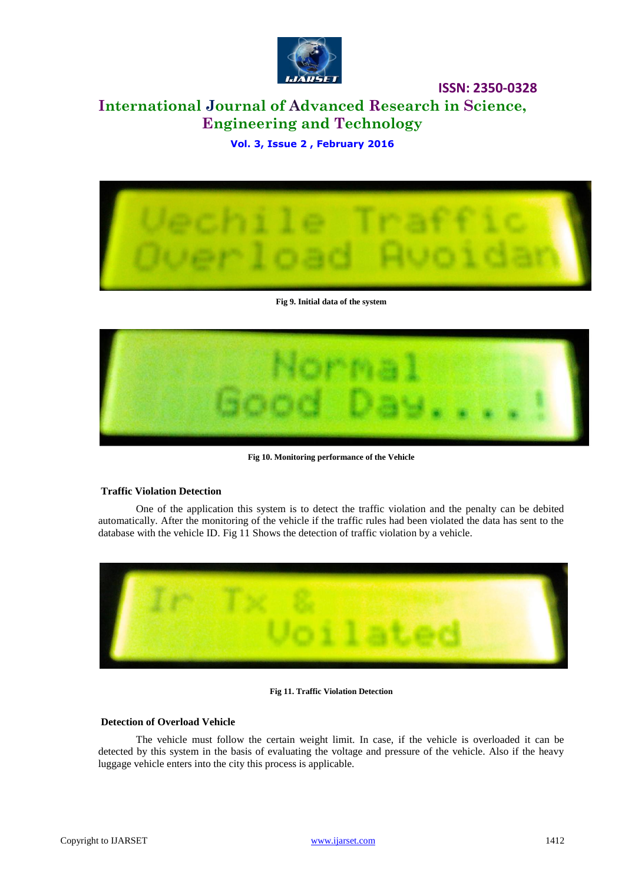Fig 9. Initial data of the system

Fig 10. Monitoring performance of the Vehicle

**Traffic Violation Detection**

One of the application this system is to detect the traffic violation and the penalty can be debited automatically. After the monitoring of the vehicle if the traffic rules had been violated the data has sent to the database with the vehicle ID. Fig 11 Shows the detection of traffic violation by a vehicle.

Fig 11. Traffic Violation Detection

**Detection of Overload Vehicle**

The vehicle must follow the certain weight limit. In case, if the vehicle is overloaded it can be detected by this system in the basis of evaluating the voltage and pressure of the vehicle. Also if the heavy luggage vehicle enters into the city this process is applicable.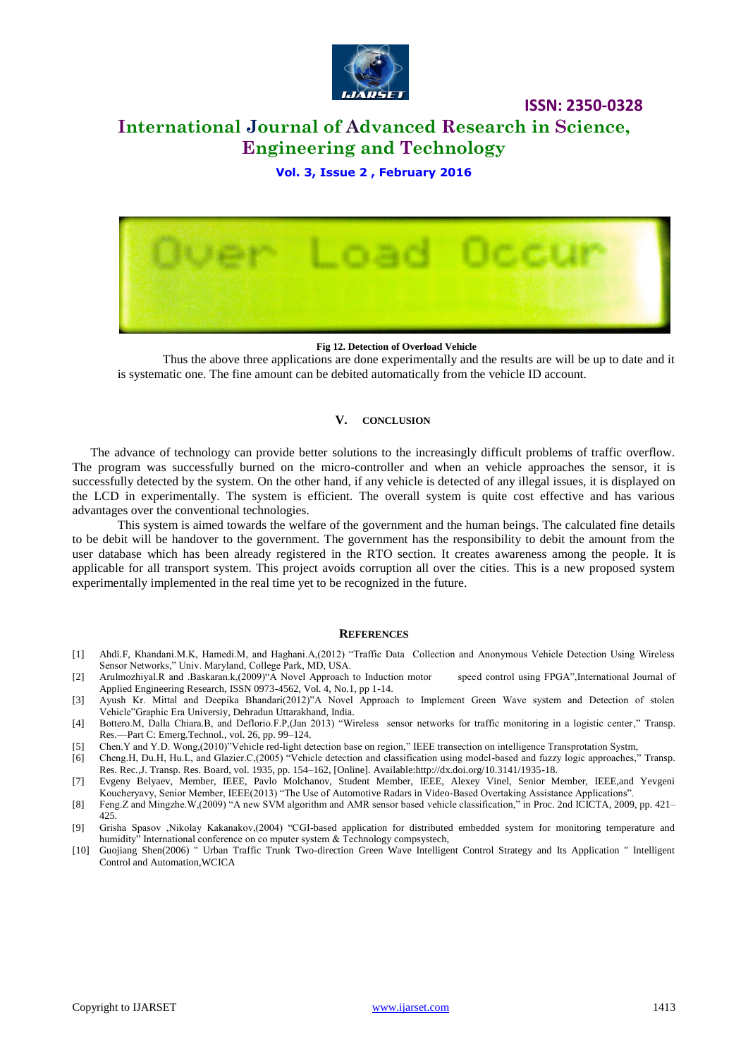Fig 12. Detection of Overload Vehicle

Thus the above three applications are done experimentally and the results are will be up to date and it is systematic one. The fine amount can be debited automatically from the vehicle ID account.

## V. CONCLUSION

The advance of technology can provide better solutions to the increasingly difficult problems of traffic overflow. The program was successfully burned on the micro-controller and when an vehicle approaches the sensor, it is successfully detected by the system. On the other hand, if any vehicle is detected of any illegal issues, it is displayed on the LCD in experimentally. The system is efficient. The overall system is quite cost effective and has various advantages over the conventional technologies.

This system is aimed towards the welfare of the government and the human beings. The calculated fine details to be debit will be handover to the government. The government has the responsibility to debit the amount from the user database which has been already registered in the RTO section. It creates awareness among the people. It is applicable for all transport system. This project avoids corruption all over the cities. This is a new proposed system experimentally implemented in the real time yet to be recognized in the future.

## REFERENCES

[1] Ahdi.F, Khandani.M.K, Hamedi.M, and Haghani.A,(2012) "Traffic Data Collection and Anonymous Vehicle Detection Using Wireless Sensor Networks," Univ. Maryland, College Park, MD, USA.

[2] Arulmozhiyal.R and .Baskaran.k,(2009)"A Novel Approach to Induction motor speed control using FPGA",International Journal of Applied Engineering Research, ISSN 0973-4562, Vol. 4, No.1, pp 1-14.

[3] Ayush Kr. Mittal and Deepika Bhandari(2012)"A Novel Approach to Implement Green Wave system and Detection of stolen Vehicle"Graphic Era Universiy, Dehradun Uttarakhand, India.

[4] Bottero.M, Dalla Chiara.B, and Deflorio.F.P,(Jan 2013) "Wireless sensor networks for traffic monitoring in a logistic center," Transp. Res.—Part C: Emerg.Technol., vol. 26, pp. 99–124.

[5] Chen.Y and Y.D. Wong,(2010)"Vehicle red-light detection base on region," IEEE transection on intelligence Transprotation Systm,

[6] Cheng.H, Du.H, Hu.L, and Glazier.C,(2005) "Vehicle detection and classification using model-based and fuzzy logic approaches," Transp. Res. Rec.,J. Transp. Res. Board, vol. 1935, pp. 154–162, [Online]. Available:http://dx.doi.org/10.3141/1935-18.

[7] Evgeny Belyaev, Member, IEEE, Pavlo Molchanov, Student Member, IEEE, Alexey Vinel, Senior Member, IEEE,and Yevgeni Koucheryavy, Senior Member, IEEE(2013) "The Use of Automotive Radars in Video-Based Overtaking Assistance Applications".

[8] Feng.Z and Mingzhe.W,(2009) "A new SVM algorithm and AMR sensor based vehicle classification," in Proc. 2nd ICICTA, 2009, pp. 421–425.

[9] Grisha Spasov ,Nikolay Kakanakov,(2004) "CGI-based application for distributed embedded system for monitoring temperature and humidity" International conference on co mputer system & Technology compsystech,

[10] Guojiang Shen(2006) " Urban Traffic Trunk Two-direction Green Wave Intelligent Control Strategy and Its Application " Intelligent Control and Automation,WCICA